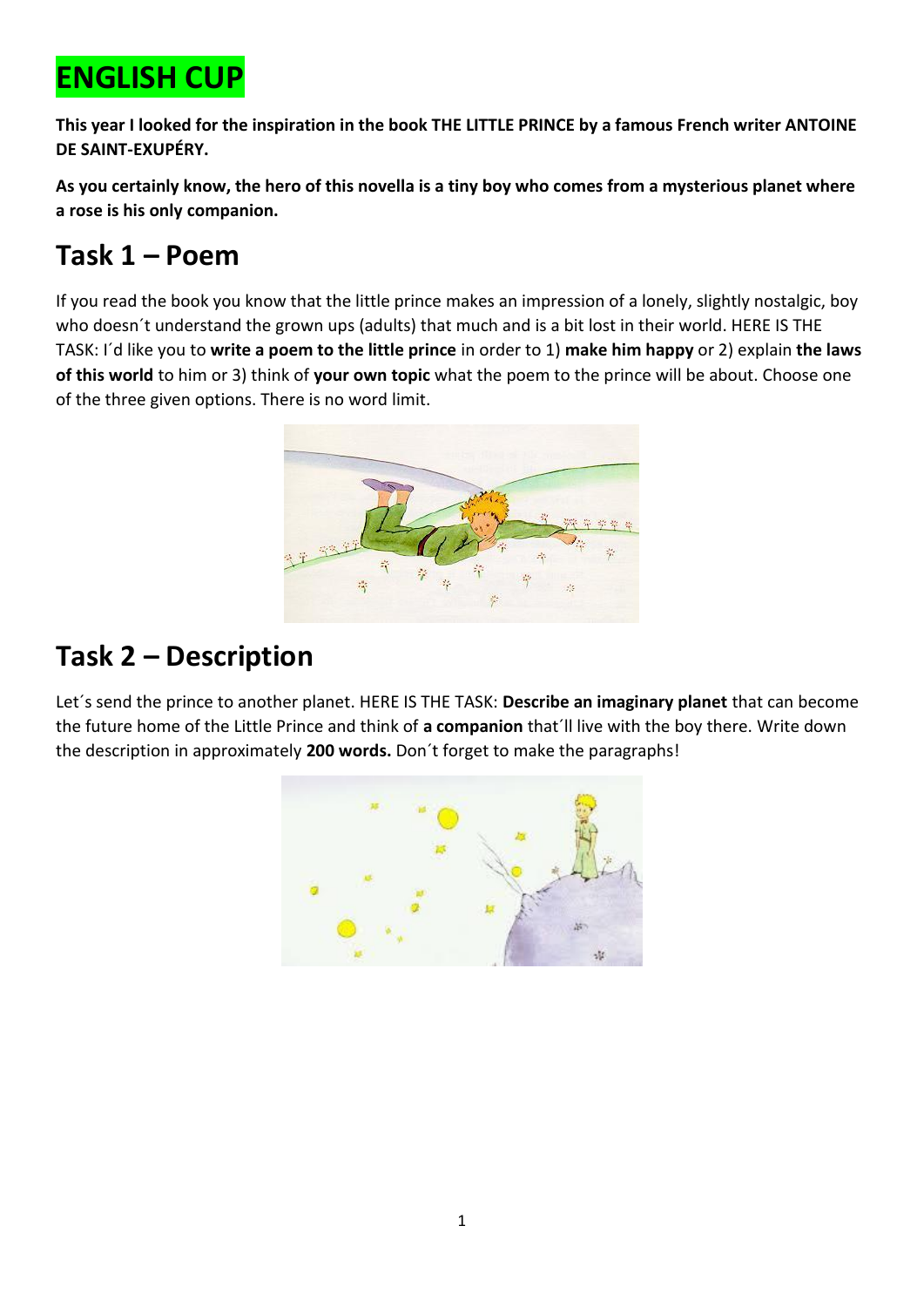# ENGLISH CUP

**This year I looked for the inspiration in the book THE LITTLE PRINCE by a famous French writer ANTOINE DE SAINT-EXUPÉRY.**

**As you certainly know, the hero of this novella is a tiny boy who comes from a mysterious planet where a rose is his only companion.**

## Task 1 – Poem

If you read the book you know that the little prince makes an impression of a lonely, slightly nostalgic, boy who doesn´t understand the grown ups (adults) that much and is a bit lost in their world. HERE IS THE TASK: I´d like you to **write a poem to the little prince** in order to 1) **make him happy** or 2) explain **the laws of this world** to him or 3) think of **your own topic** what the poem to the prince will be about. Choose one of the three given options. There is no word limit.

## Task 2 – Description

Let´s send the prince to another planet. HERE IS THE TASK: **Describe an imaginary planet** that can become the future home of the Little Prince and think of **a companion** that´ll live with the boy there. Write down the description in approximately **200 words.** Don´t forget to make the paragraphs!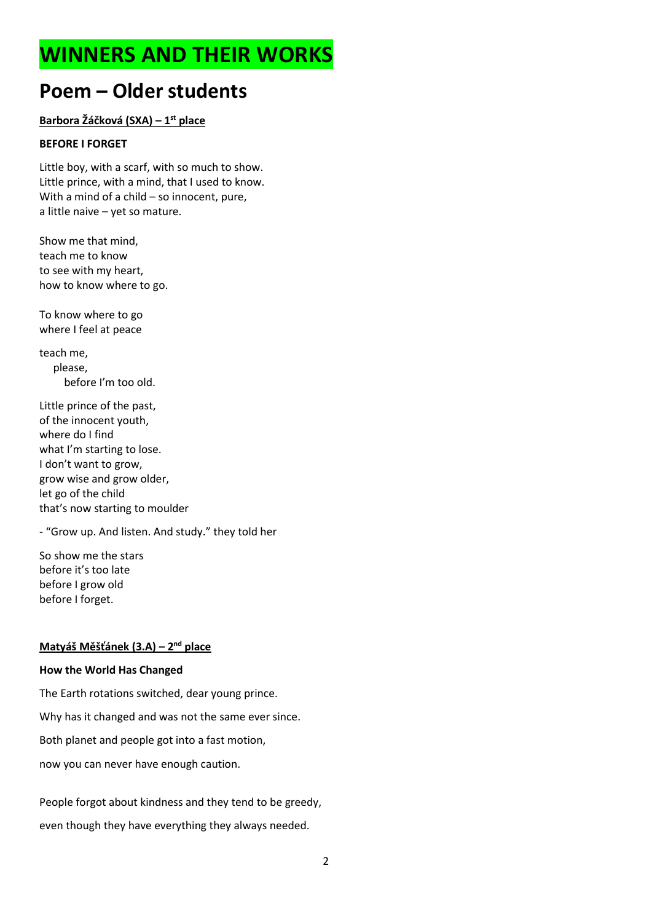# WINNERS AND THEIR WORKS

## Poem – Older students

**Barbora Žáčková (SXA) – 1st place**

**BEFORE I FORGET**

Little boy, with a scarf, with so much to show.  
Little prince, with a mind, that I used to know.  
With a mind of a child – so innocent, pure,  
a little naive – yet so mature.

Show me that mind,  
teach me to know  
to see with my heart,  
how to know where to go.

To know where to go  
where I feel at peace

teach me,  
 please,  
  before I'm too old.

Little prince of the past,  
of the innocent youth,  
where do I find  
what I'm starting to lose.  
I don't want to grow,  
grow wise and grow older,  
let go of the child  
that's now starting to moulder

- "Grow up. And listen. And study." they told her

So show me the stars  
before it's too late  
before I grow old  
before I forget.

**Matyáš Měšťánek (3.A) – 2nd place**

**How the World Has Changed**

The Earth rotations switched, dear young prince.

Why has it changed and was not the same ever since.

Both planet and people got into a fast motion,

now you can never have enough caution.

People forgot about kindness and they tend to be greedy,

even though they have everything they always needed.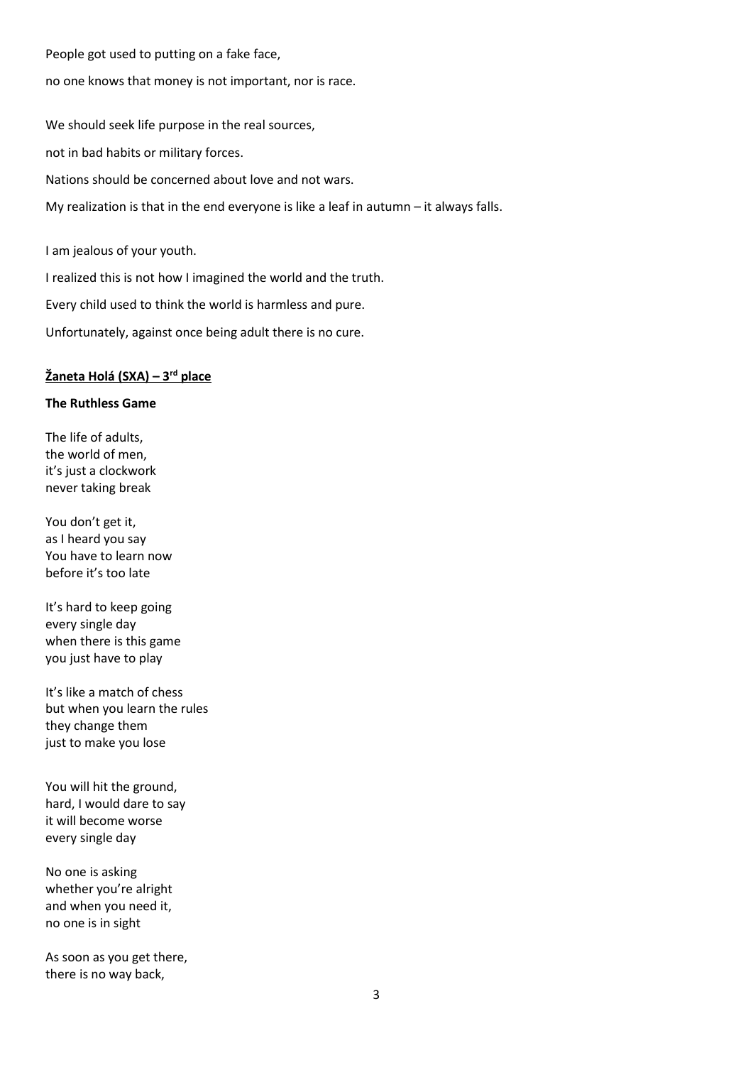People got used to putting on a fake face,

no one knows that money is not important, nor is race.

We should seek life purpose in the real sources,

not in bad habits or military forces.

Nations should be concerned about love and not wars.

My realization is that in the end everyone is like a leaf in autumn – it always falls.

I am jealous of your youth.

I realized this is not how I imagined the world and the truth.

Every child used to think the world is harmless and pure.

Unfortunately, against once being adult there is no cure.

**Žaneta Holá (SXA) – 3rd place**

**The Ruthless Game**

The life of adults,
the world of men,
it's just a clockwork
never taking break

You don't get it,
as I heard you say
You have to learn now
before it's too late

It's hard to keep going
every single day
when there is this game
you just have to play

It's like a match of chess
but when you learn the rules
they change them
just to make you lose

You will hit the ground,
hard, I would dare to say
it will become worse
every single day

No one is asking
whether you're alright
and when you need it,
no one is in sight

As soon as you get there,
there is no way back,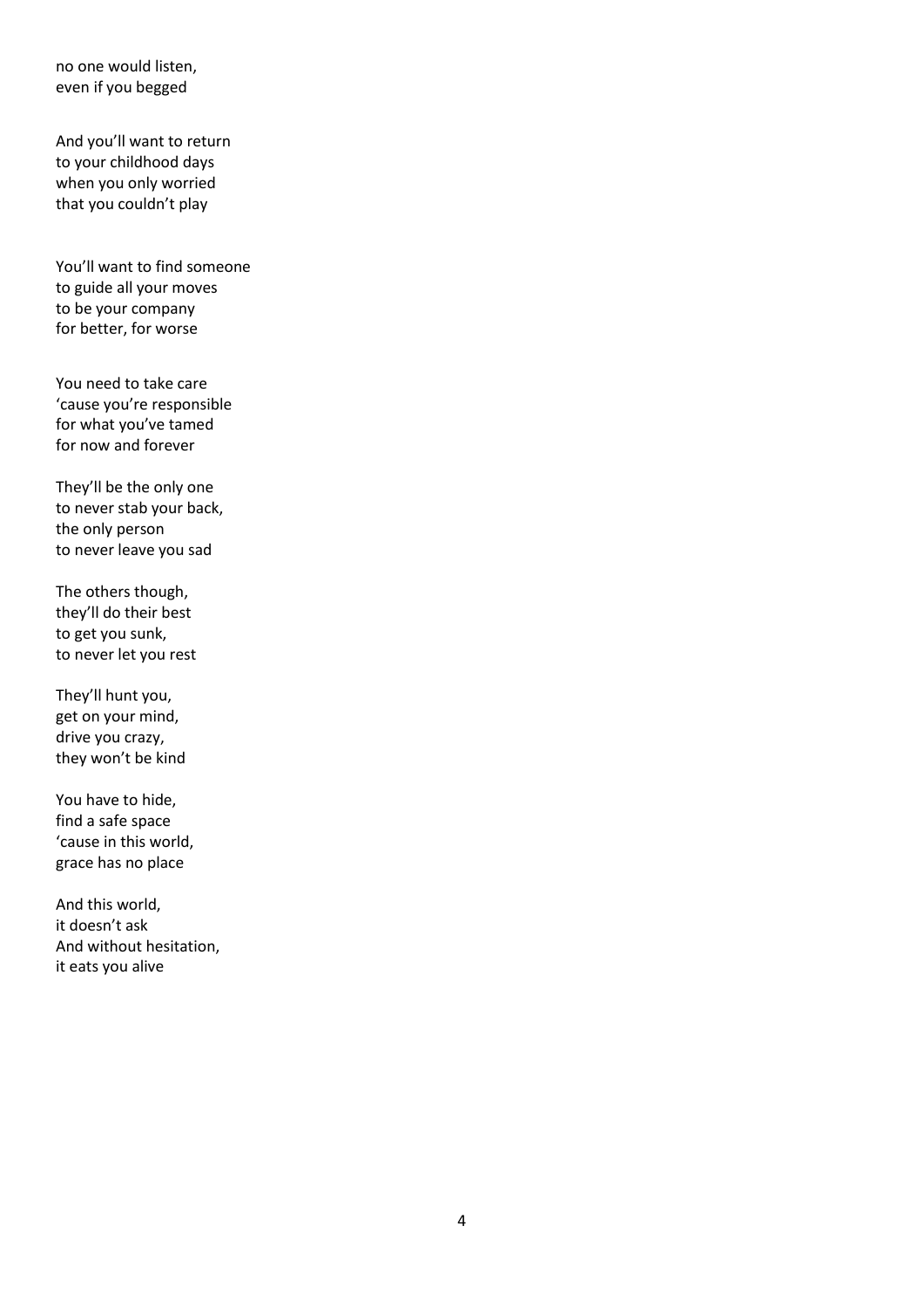no one would listen,
even if you begged

And you'll want to return
to your childhood days
when you only worried
that you couldn't play

You'll want to find someone
to guide all your moves
to be your company
for better, for worse

You need to take care
'cause you're responsible
for what you've tamed
for now and forever

They'll be the only one
to never stab your back,
the only person
to never leave you sad

The others though,
they'll do their best
to get you sunk,
to never let you rest

They'll hunt you,
get on your mind,
drive you crazy,
they won't be kind

You have to hide,
find a safe space
'cause in this world,
grace has no place

And this world,
it doesn't ask
And without hesitation,
it eats you alive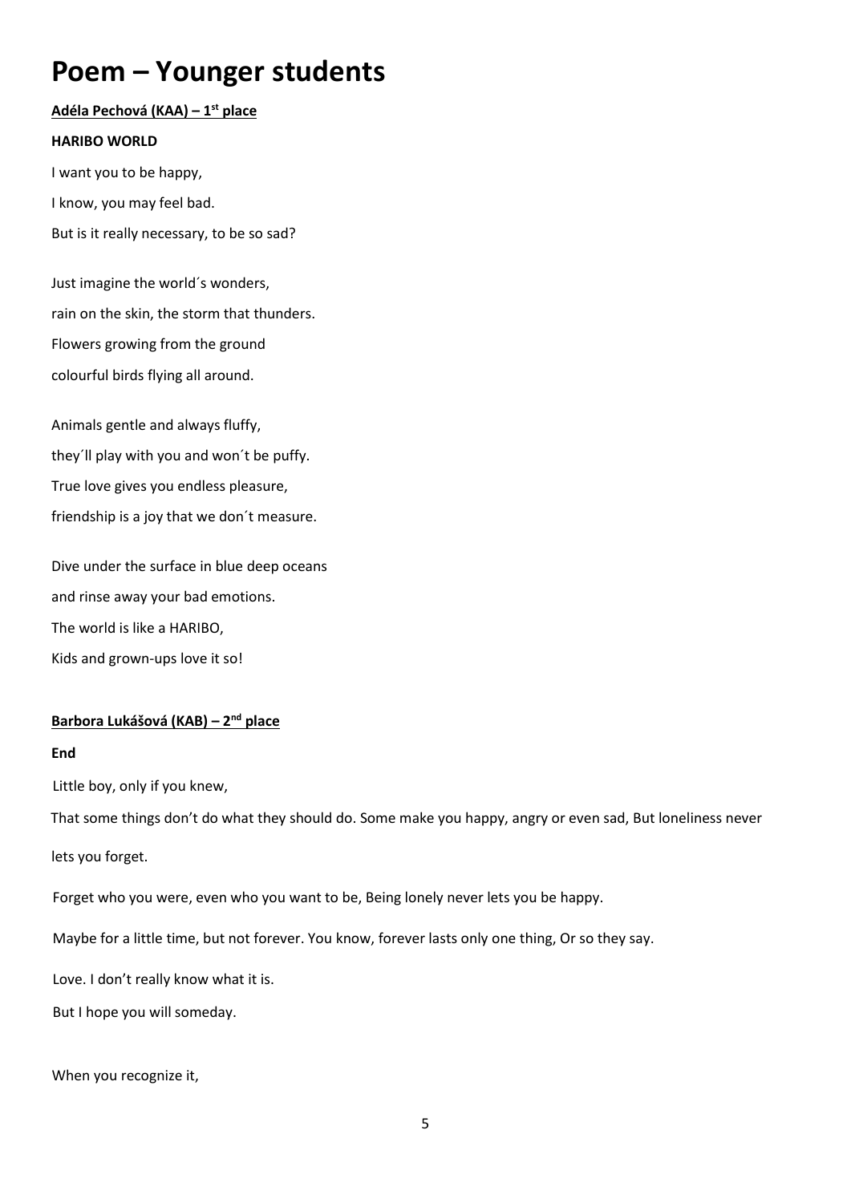# Poem – Younger students

**Adéla Pechová (KAA) – 1st place**

**HARIBO WORLD**

I want you to be happy,  
I know, you may feel bad.  
But is it really necessary, to be so sad?

Just imagine the world´s wonders,  
rain on the skin, the storm that thunders.  
Flowers growing from the ground  
colourful birds flying all around.

Animals gentle and always fluffy,  
they´ll play with you and won´t be puffy.  
True love gives you endless pleasure,  
friendship is a joy that we don´t measure.

Dive under the surface in blue deep oceans  
and rinse away your bad emotions.  
The world is like a HARIBO,  
Kids and grown-ups love it so!

**Barbora Lukášová (KAB) – 2nd place**

**End**

Little boy, only if you knew,

That some things don't do what they should do. Some make you happy, angry or even sad, But loneliness never lets you forget.

Forget who you were, even who you want to be, Being lonely never lets you be happy.

Maybe for a little time, but not forever. You know, forever lasts only one thing, Or so they say.

Love. I don't really know what it is.

But I hope you will someday.

When you recognize it,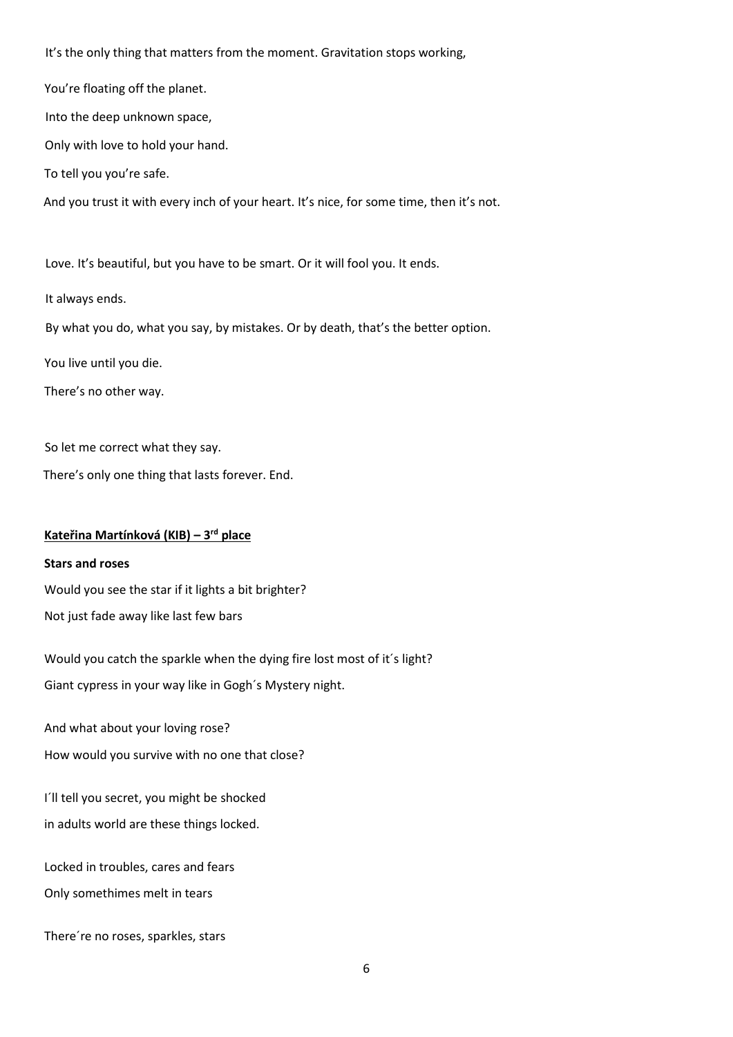It's the only thing that matters from the moment. Gravitation stops working,

You're floating off the planet.

Into the deep unknown space,

Only with love to hold your hand.

To tell you you're safe.

And you trust it with every inch of your heart. It's nice, for some time, then it's not.

Love. It's beautiful, but you have to be smart. Or it will fool you. It ends.

It always ends.

By what you do, what you say, by mistakes. Or by death, that's the better option.

You live until you die.

There's no other way.

So let me correct what they say.

There's only one thing that lasts forever. End.

**Kateřina Martínková (KIB) – 3rd place**

**Stars and roses**

Would you see the star if it lights a bit brighter?

Not just fade away like last few bars

Would you catch the sparkle when the dying fire lost most of it´s light?

Giant cypress in your way like in Gogh´s Mystery night.

And what about your loving rose?

How would you survive with no one that close?

I´ll tell you secret, you might be shocked

in adults world are these things locked.

Locked in troubles, cares and fears

Only somethimes melt in tears

There´re no roses, sparkles, stars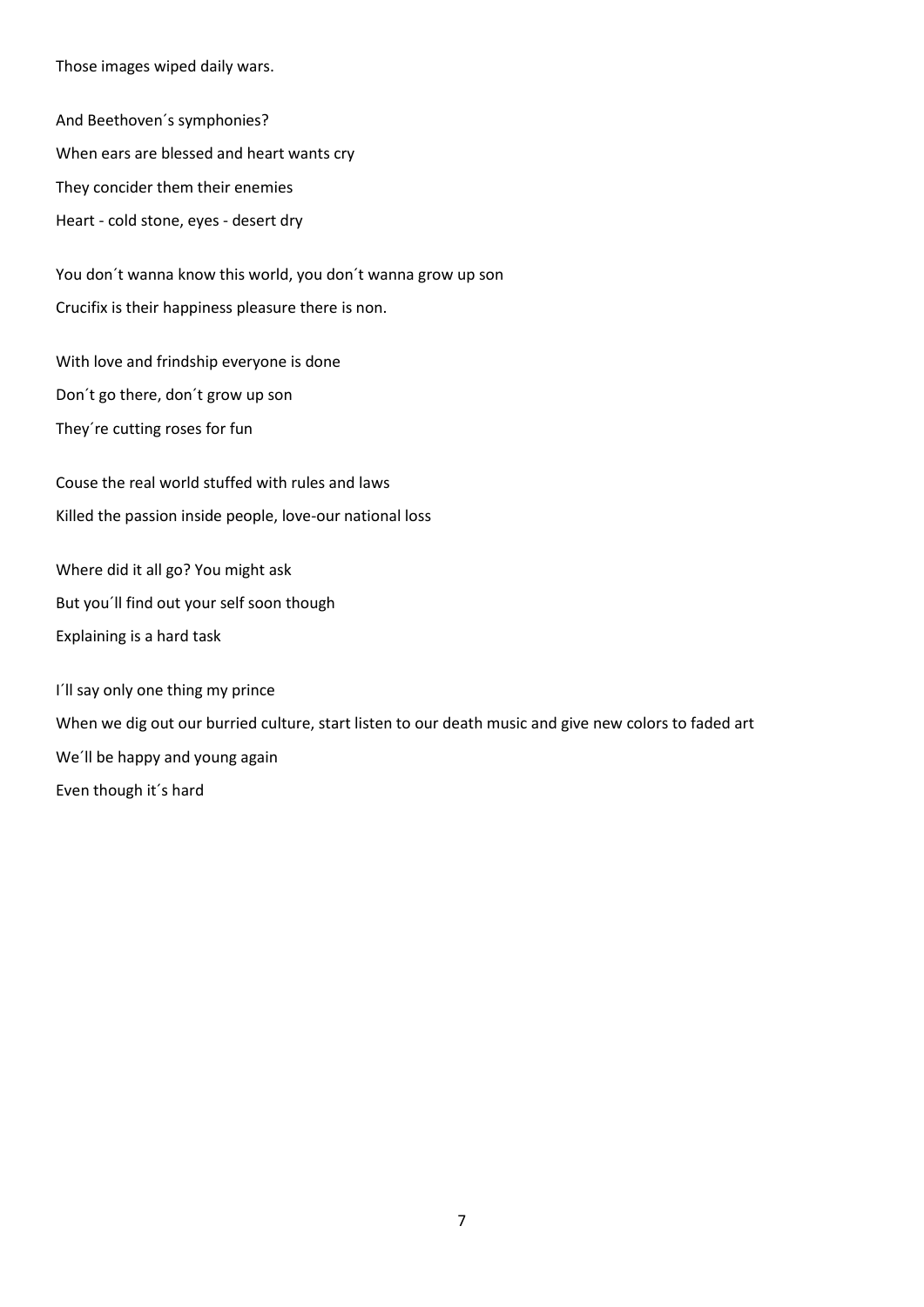Those images wiped daily wars.

And Beethoven´s symphonies?  
When ears are blessed and heart wants cry  
They concider them their enemies  
Heart - cold stone, eyes - desert dry

You don´t wanna know this world, you don´t wanna grow up son  
Crucifix is their happiness pleasure there is non.

With love and frindship everyone is done  
Don´t go there, don´t grow up son  
They´re cutting roses for fun

Couse the real world stuffed with rules and laws  
Killed the passion inside people, love-our national loss

Where did it all go? You might ask  
But you´ll find out your self soon though  
Explaining is a hard task

I´ll say only one thing my prince  
When we dig out our burried culture, start listen to our death music and give new colors to faded art  
We´ll be happy and young again  
Even though it´s hard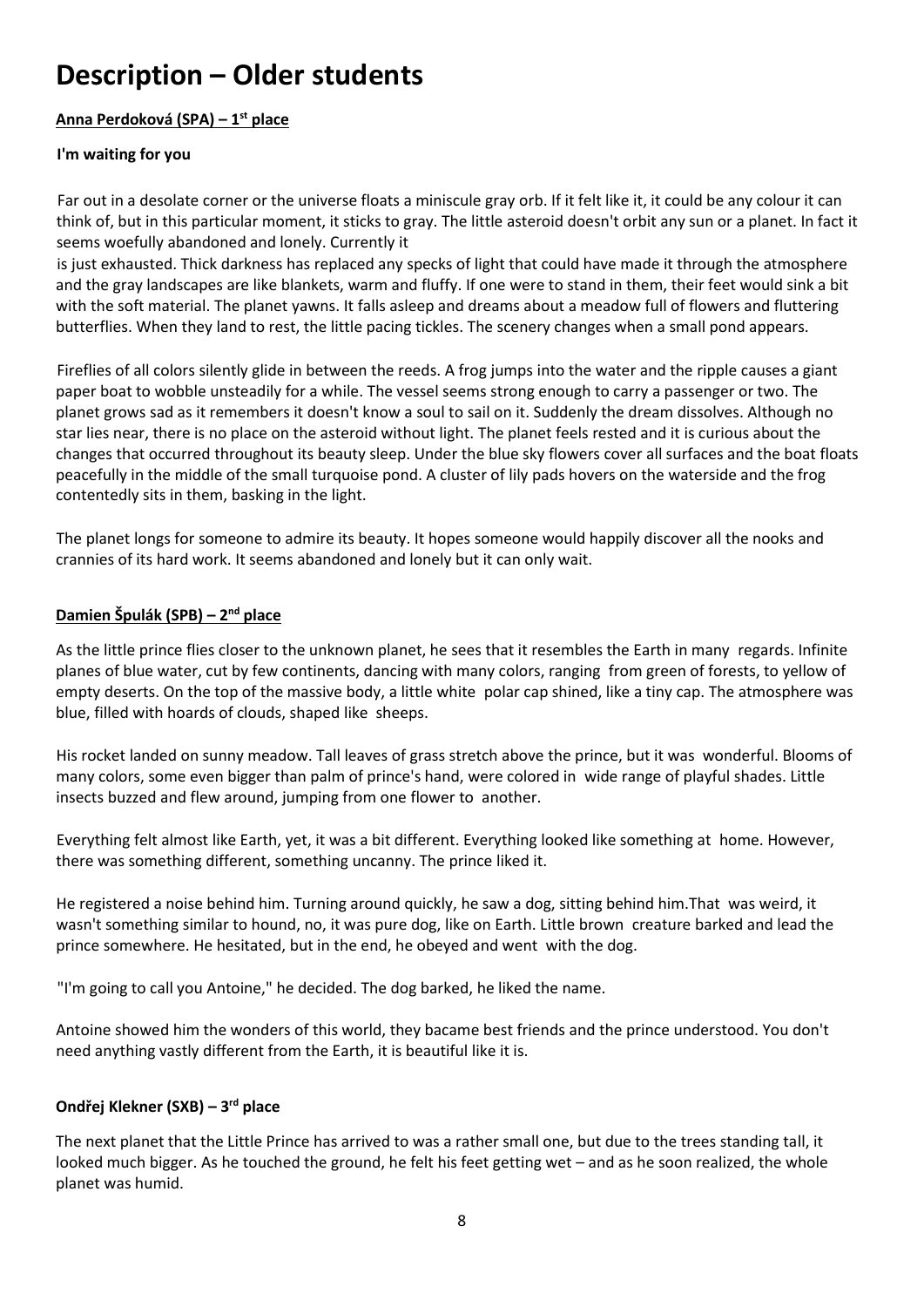# Description – Older students

**Anna Perdoková (SPA) – 1st place**

**I'm waiting for you**

Far out in a desolate corner or the universe floats a miniscule gray orb. If it felt like it, it could be any colour it can think of, but in this particular moment, it sticks to gray. The little asteroid doesn't orbit any sun or a planet. In fact it seems woefully abandoned and lonely. Currently it is just exhausted. Thick darkness has replaced any specks of light that could have made it through the atmosphere and the gray landscapes are like blankets, warm and fluffy. If one were to stand in them, their feet would sink a bit with the soft material. The planet yawns. It falls asleep and dreams about a meadow full of flowers and fluttering butterflies. When they land to rest, the little pacing tickles. The scenery changes when a small pond appears.

Fireflies of all colors silently glide in between the reeds. A frog jumps into the water and the ripple causes a giant paper boat to wobble unsteadily for a while. The vessel seems strong enough to carry a passenger or two. The planet grows sad as it remembers it doesn't know a soul to sail on it. Suddenly the dream dissolves. Although no star lies near, there is no place on the asteroid without light. The planet feels rested and it is curious about the changes that occurred throughout its beauty sleep. Under the blue sky flowers cover all surfaces and the boat floats peacefully in the middle of the small turquoise pond. A cluster of lily pads hovers on the waterside and the frog contentedly sits in them, basking in the light.

The planet longs for someone to admire its beauty. It hopes someone would happily discover all the nooks and crannies of its hard work. It seems abandoned and lonely but it can only wait.

**Damien Špulák (SPB) – 2nd place**

As the little prince flies closer to the unknown planet, he sees that it resembles the Earth in many regards. Infinite planes of blue water, cut by few continents, dancing with many colors, ranging from green of forests, to yellow of empty deserts. On the top of the massive body, a little white polar cap shined, like a tiny cap. The atmosphere was blue, filled with hoards of clouds, shaped like sheeps.

His rocket landed on sunny meadow. Tall leaves of grass stretch above the prince, but it was wonderful. Blooms of many colors, some even bigger than palm of prince's hand, were colored in wide range of playful shades. Little insects buzzed and flew around, jumping from one flower to another.

Everything felt almost like Earth, yet, it was a bit different. Everything looked like something at home. However, there was something different, something uncanny. The prince liked it.

He registered a noise behind him. Turning around quickly, he saw a dog, sitting behind him.That was weird, it wasn't something similar to hound, no, it was pure dog, like on Earth. Little brown creature barked and lead the prince somewhere. He hesitated, but in the end, he obeyed and went with the dog.

"I'm going to call you Antoine," he decided. The dog barked, he liked the name.

Antoine showed him the wonders of this world, they bacame best friends and the prince understood. You don't need anything vastly different from the Earth, it is beautiful like it is.

**Ondřej Klekner (SXB) – 3rd place**

The next planet that the Little Prince has arrived to was a rather small one, but due to the trees standing tall, it looked much bigger. As he touched the ground, he felt his feet getting wet – and as he soon realized, the whole planet was humid.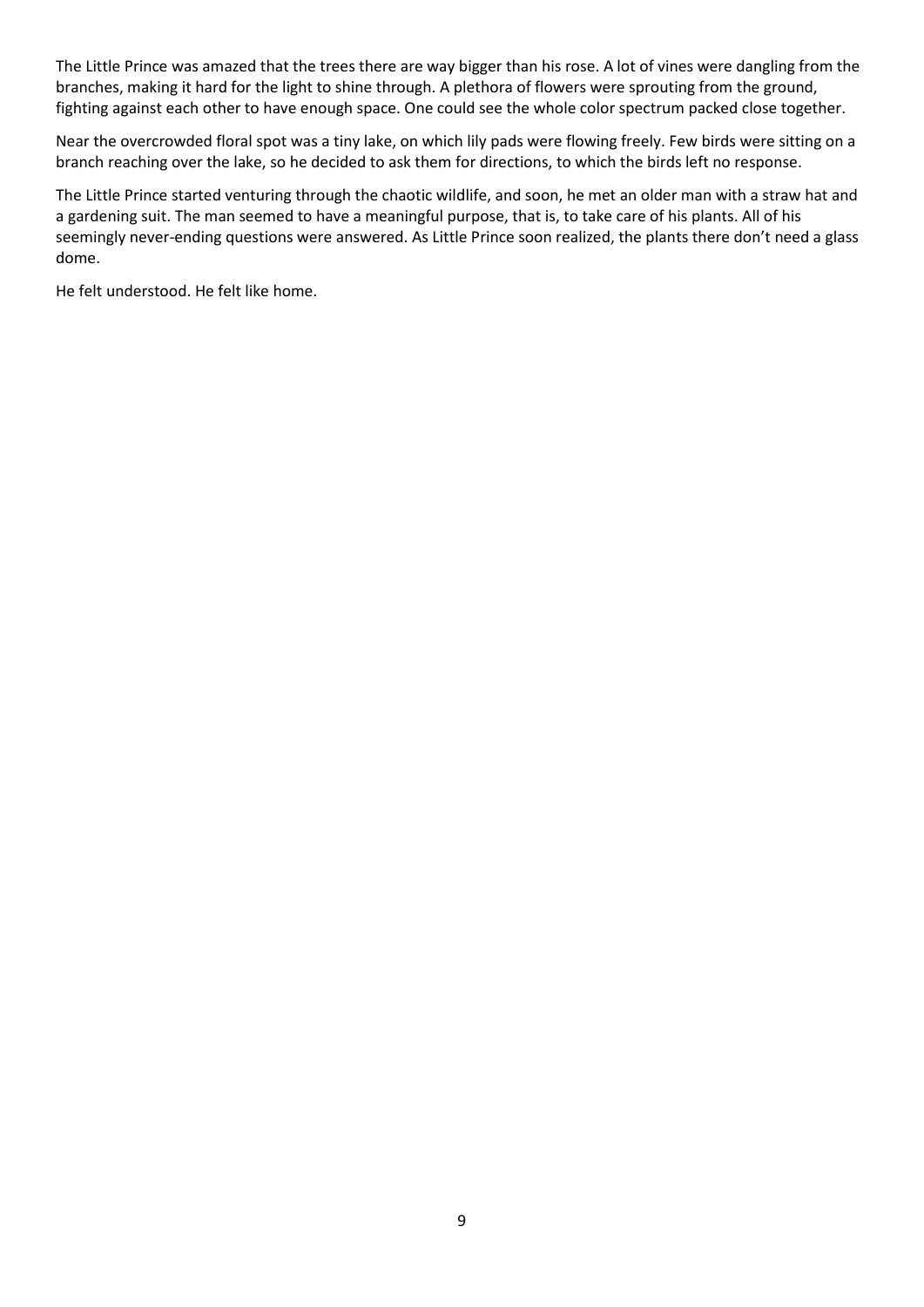The Little Prince was amazed that the trees there are way bigger than his rose. A lot of vines were dangling from the branches, making it hard for the light to shine through. A plethora of flowers were sprouting from the ground, fighting against each other to have enough space. One could see the whole color spectrum packed close together.

Near the overcrowded floral spot was a tiny lake, on which lily pads were flowing freely. Few birds were sitting on a branch reaching over the lake, so he decided to ask them for directions, to which the birds left no response.

The Little Prince started venturing through the chaotic wildlife, and soon, he met an older man with a straw hat and a gardening suit. The man seemed to have a meaningful purpose, that is, to take care of his plants. All of his seemingly never-ending questions were answered. As Little Prince soon realized, the plants there don't need a glass dome.

He felt understood. He felt like home.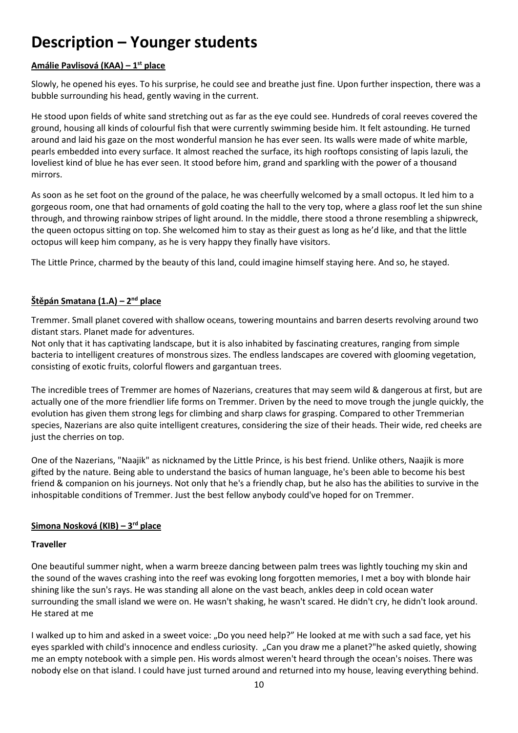# Description – Younger students

**Amálie Pavlisová (KAA) – 1st place**

Slowly, he opened his eyes. To his surprise, he could see and breathe just fine. Upon further inspection, there was a bubble surrounding his head, gently waving in the current.

He stood upon fields of white sand stretching out as far as the eye could see. Hundreds of coral reeves covered the ground, housing all kinds of colourful fish that were currently swimming beside him. It felt astounding. He turned around and laid his gaze on the most wonderful mansion he has ever seen. Its walls were made of white marble, pearls embedded into every surface. It almost reached the surface, its high rooftops consisting of lapis lazuli, the loveliest kind of blue he has ever seen. It stood before him, grand and sparkling with the power of a thousand mirrors.

As soon as he set foot on the ground of the palace, he was cheerfully welcomed by a small octopus. It led him to a gorgeous room, one that had ornaments of gold coating the hall to the very top, where a glass roof let the sun shine through, and throwing rainbow stripes of light around. In the middle, there stood a throne resembling a shipwreck, the queen octopus sitting on top. She welcomed him to stay as their guest as long as he'd like, and that the little octopus will keep him company, as he is very happy they finally have visitors.

The Little Prince, charmed by the beauty of this land, could imagine himself staying here. And so, he stayed.

**Štěpán Smatana (1.A) – 2nd place**

Tremmer. Small planet covered with shallow oceans, towering mountains and barren deserts revolving around two distant stars. Planet made for adventures.
Not only that it has captivating landscape, but it is also inhabited by fascinating creatures, ranging from simple bacteria to intelligent creatures of monstrous sizes. The endless landscapes are covered with glooming vegetation, consisting of exotic fruits, colorful flowers and gargantuan trees.

The incredible trees of Tremmer are homes of Nazerians, creatures that may seem wild & dangerous at first, but are actually one of the more friendlier life forms on Tremmer. Driven by the need to move trough the jungle quickly, the evolution has given them strong legs for climbing and sharp claws for grasping. Compared to other Tremmerian species, Nazerians are also quite intelligent creatures, considering the size of their heads. Their wide, red cheeks are just the cherries on top.

One of the Nazerians, "Naajik" as nicknamed by the Little Prince, is his best friend. Unlike others, Naajik is more gifted by the nature. Being able to understand the basics of human language, he's been able to become his best friend & companion on his journeys. Not only that he's a friendly chap, but he also has the abilities to survive in the inhospitable conditions of Tremmer. Just the best fellow anybody could've hoped for on Tremmer.

**Simona Nosková (KIB) – 3rd place**

**Traveller**

One beautiful summer night, when a warm breeze dancing between palm trees was lightly touching my skin and the sound of the waves crashing into the reef was evoking long forgotten memories, I met a boy with blonde hair shining like the sun's rays. He was standing all alone on the vast beach, ankles deep in cold ocean water surrounding the small island we were on. He wasn't shaking, he wasn't scared. He didn't cry, he didn't look around. He stared at me

I walked up to him and asked in a sweet voice: „Do you need help?" He looked at me with such a sad face, yet his eyes sparkled with child's innocence and endless curiosity. „Can you draw me a planet?"he asked quietly, showing me an empty notebook with a simple pen. His words almost weren't heard through the ocean's noises. There was nobody else on that island. I could have just turned around and returned into my house, leaving everything behind.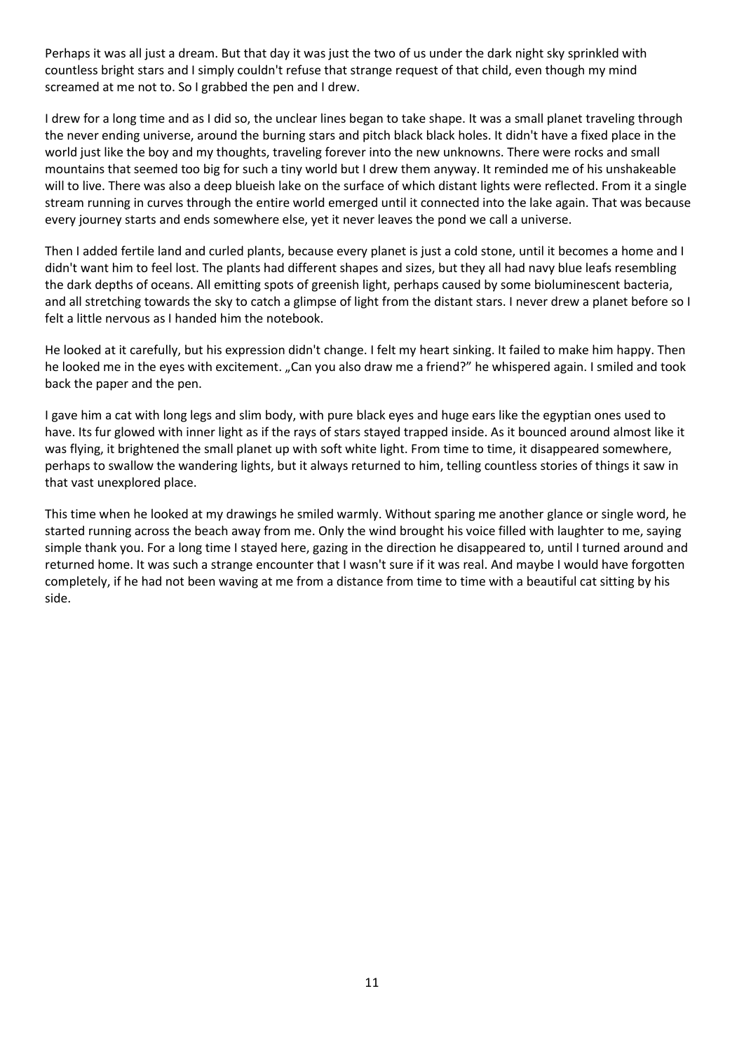Perhaps it was all just a dream. But that day it was just the two of us under the dark night sky sprinkled with countless bright stars and I simply couldn't refuse that strange request of that child, even though my mind screamed at me not to. So I grabbed the pen and I drew.

I drew for a long time and as I did so, the unclear lines began to take shape. It was a small planet traveling through the never ending universe, around the burning stars and pitch black black holes. It didn't have a fixed place in the world just like the boy and my thoughts, traveling forever into the new unknowns. There were rocks and small mountains that seemed too big for such a tiny world but I drew them anyway. It reminded me of his unshakeable will to live. There was also a deep blueish lake on the surface of which distant lights were reflected. From it a single stream running in curves through the entire world emerged until it connected into the lake again. That was because every journey starts and ends somewhere else, yet it never leaves the pond we call a universe.

Then I added fertile land and curled plants, because every planet is just a cold stone, until it becomes a home and I didn't want him to feel lost. The plants had different shapes and sizes, but they all had navy blue leafs resembling the dark depths of oceans. All emitting spots of greenish light, perhaps caused by some bioluminescent bacteria, and all stretching towards the sky to catch a glimpse of light from the distant stars. I never drew a planet before so I felt a little nervous as I handed him the notebook.

He looked at it carefully, but his expression didn't change. I felt my heart sinking. It failed to make him happy. Then he looked me in the eyes with excitement. „Can you also draw me a friend?" he whispered again. I smiled and took back the paper and the pen.

I gave him a cat with long legs and slim body, with pure black eyes and huge ears like the egyptian ones used to have. Its fur glowed with inner light as if the rays of stars stayed trapped inside. As it bounced around almost like it was flying, it brightened the small planet up with soft white light. From time to time, it disappeared somewhere, perhaps to swallow the wandering lights, but it always returned to him, telling countless stories of things it saw in that vast unexplored place.

This time when he looked at my drawings he smiled warmly. Without sparing me another glance or single word, he started running across the beach away from me. Only the wind brought his voice filled with laughter to me, saying simple thank you. For a long time I stayed here, gazing in the direction he disappeared to, until I turned around and returned home. It was such a strange encounter that I wasn't sure if it was real. And maybe I would have forgotten completely, if he had not been waving at me from a distance from time to time with a beautiful cat sitting by his side.